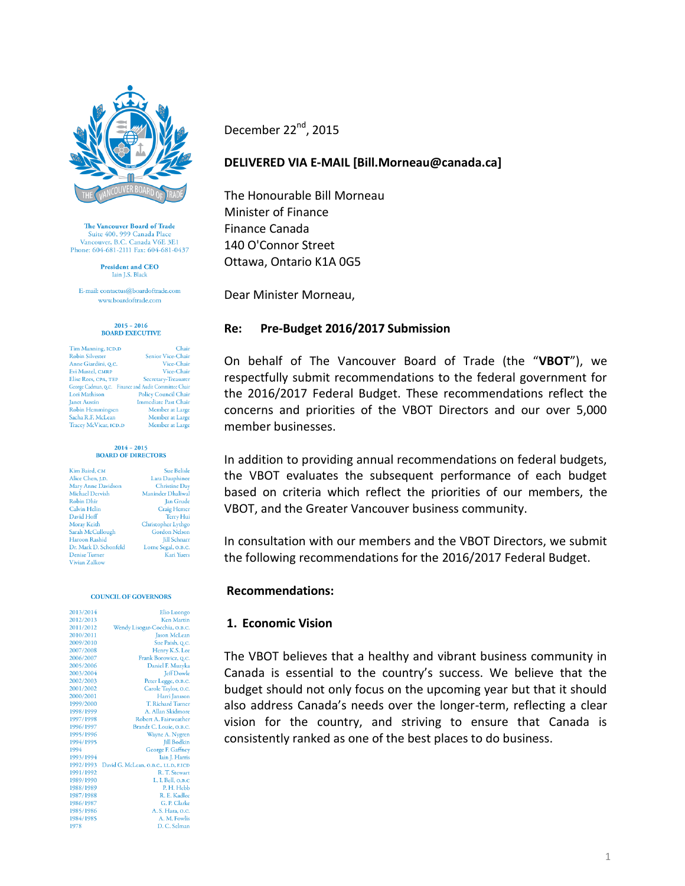The Vancouver Board of Trade
Suite 400, 999 Canada Place
Vancouver, B.C. Canada V6E 3E1
Phone: 604-681-2111 Fax: 604-681-0437

**President and CEO**
Iain J.S. Black

E-mail: contactus@boardoftrade.com
www.boardoftrade.com

**2015 – 2016 BOARD EXECUTIVE**

| | |
|---|---|
| Tim Manning, ICD.D | Chair |
| Robin Silvester | Senior Vice-Chair |
| Anne Giardini, Q.C. | Vice-Chair |
| Evi Mustel, CMRP | Vice-Chair |
| Elise Rees, CPA, TEP | Secretary-Treasurer |
| George Cadman, Q.C. | Finance and Audit Committee Chair |
| Lori Mathison | Policy Council Chair |
| Janet Austin | Immediate Past Chair |
| Robin Hemmingsen | Member at Large |
| Sacha R.F. McLean | Member at Large |
| Tracey McVicar, ICD.D | Member at Large |

**2014 – 2015 BOARD OF DIRECTORS**

| | |
|---|---|
| Kim Baird, CM | Sue Belisle |
| Alice Chen, J.D. | Lara Dauphinee |
| Mary Anne Davidson | Christine Day |
| Michael Dervish | Maninder Dhaliwal |
| Robin Dhir | Jan Grude |
| Calvin Helin | Craig Hemer |
| David Hoff | Terry Hui |
| Moray Keith | Christopher Lythgo |
| Sarah McCullough | Gordon Nelson |
| Haroon Rashid | Jill Schnarr |
| Dr. Mark D. Schonfeld | Lorne Segal, O.B.C. |
| Denise Turner | Kari Yuers |
| Vivian Zalkow | |

**COUNCIL OF GOVERNORS**

| | |
|---|---|
| 2013/2014 | Elio Luongo |
| 2012/2013 | Ken Martin |
| 2011/2012 | Wendy Lisogar-Cocchia, O.B.C. |
| 2010/2011 | Jason McLean |
| 2009/2010 | Sue Paish, Q.C. |
| 2007/2008 | Henry K.S. Lee |
| 2006/2007 | Frank Borowicz, Q.C. |
| 2005/2006 | Daniel F. Muzyka |
| 2003/2004 | Jeff Dowle |
| 2002/2003 | Peter Legge, O.B.C. |
| 2001/2002 | Carole Taylor, O.C. |
| 2000/2001 | Harri Jansson |
| 1999/2000 | T. Richard Turner |
| 1998/1999 | A. Allan Skidmore |
| 1997/1998 | Robert A. Fairweather |
| 1996/1997 | Brandt C. Louie, O.B.C. |
| 1995/1996 | Wayne A. Nygren |
| 1994/1995 | Jill Bodkin |
| 1994 | George F. Gaffney |
| 1993/1994 | Iain J. Harris |
| 1992/1993 | David G. McLean, O.B.C., LL.D, F.ICD |
| 1991/1992 | R. T. Stewart |
| 1989/1990 | L. I. Bell, O.B.C |
| 1988/1989 | P. H. Hebb |
| 1987/1988 | R. E. Kadlec |
| 1986/1987 | G. P. Clarke |
| 1985/1986 | A. S. Hara, O.C. |
| 1984/1985 | A. M. Fowlis |
| 1978 | D. C. Selman |

December 22nd, 2015

**DELIVERED VIA E-MAIL [Bill.Morneau@canada.ca]**

The Honourable Bill Morneau
Minister of Finance
Finance Canada
140 O'Connor Street
Ottawa, Ontario K1A 0G5

Dear Minister Morneau,

**Re: Pre-Budget 2016/2017 Submission**

On behalf of The Vancouver Board of Trade (the "**VBOT**"), we respectfully submit recommendations to the federal government for the 2016/2017 Federal Budget. These recommendations reflect the concerns and priorities of the VBOT Directors and our over 5,000 member businesses.

In addition to providing annual recommendations on federal budgets, the VBOT evaluates the subsequent performance of each budget based on criteria which reflect the priorities of our members, the VBOT, and the Greater Vancouver business community.

In consultation with our members and the VBOT Directors, we submit the following recommendations for the 2016/2017 Federal Budget.

**Recommendations:**

**1. Economic Vision**

The VBOT believes that a healthy and vibrant business community in Canada is essential to the country's success. We believe that the budget should not only focus on the upcoming year but that it should also address Canada's needs over the longer-term, reflecting a clear vision for the country, and striving to ensure that Canada is consistently ranked as one of the best places to do business.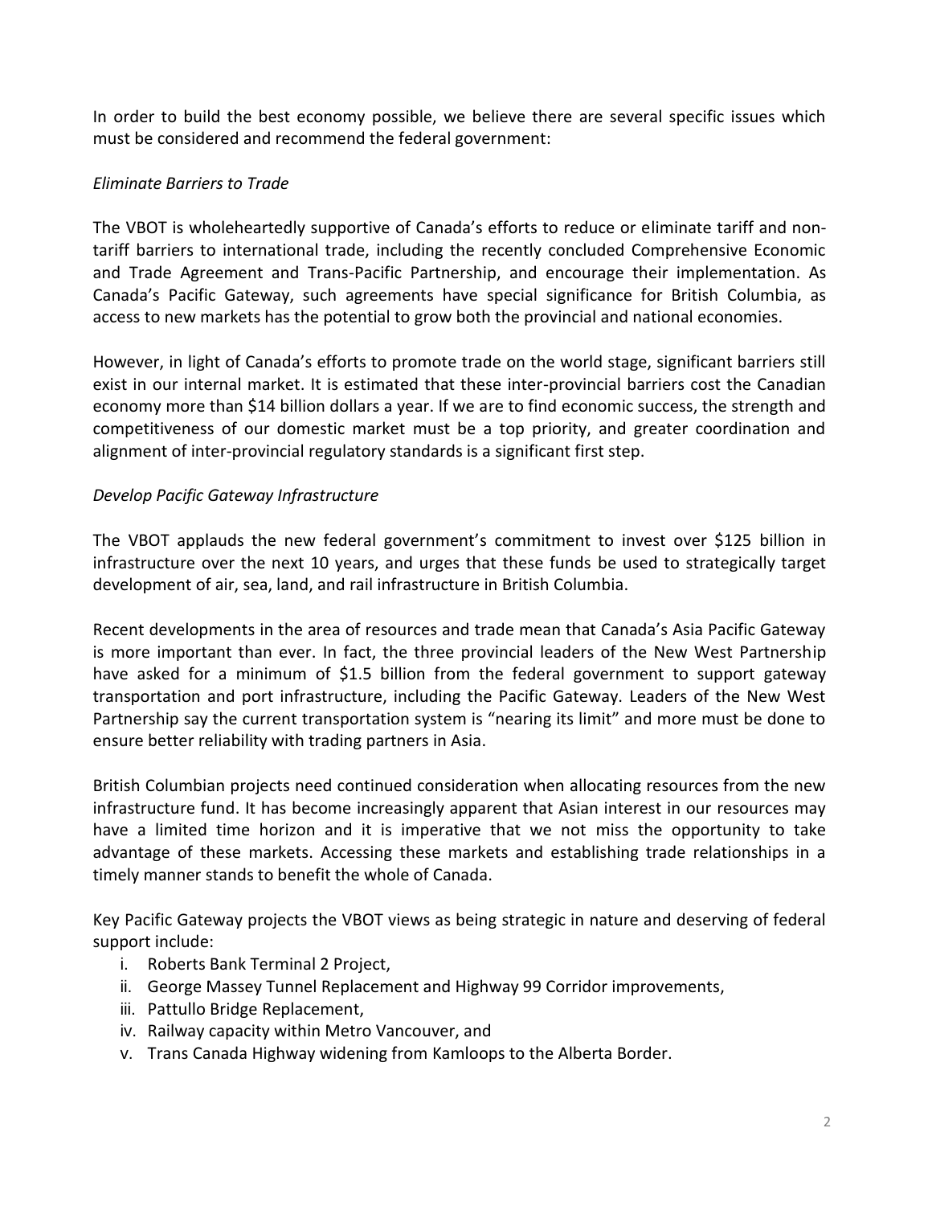In order to build the best economy possible, we believe there are several specific issues which must be considered and recommend the federal government:

*Eliminate Barriers to Trade*

The VBOT is wholeheartedly supportive of Canada's efforts to reduce or eliminate tariff and non-tariff barriers to international trade, including the recently concluded Comprehensive Economic and Trade Agreement and Trans-Pacific Partnership, and encourage their implementation. As Canada's Pacific Gateway, such agreements have special significance for British Columbia, as access to new markets has the potential to grow both the provincial and national economies.

However, in light of Canada's efforts to promote trade on the world stage, significant barriers still exist in our internal market. It is estimated that these inter-provincial barriers cost the Canadian economy more than $14 billion dollars a year. If we are to find economic success, the strength and competitiveness of our domestic market must be a top priority, and greater coordination and alignment of inter-provincial regulatory standards is a significant first step.

*Develop Pacific Gateway Infrastructure*

The VBOT applauds the new federal government's commitment to invest over $125 billion in infrastructure over the next 10 years, and urges that these funds be used to strategically target development of air, sea, land, and rail infrastructure in British Columbia.

Recent developments in the area of resources and trade mean that Canada's Asia Pacific Gateway is more important than ever. In fact, the three provincial leaders of the New West Partnership have asked for a minimum of $1.5 billion from the federal government to support gateway transportation and port infrastructure, including the Pacific Gateway. Leaders of the New West Partnership say the current transportation system is "nearing its limit" and more must be done to ensure better reliability with trading partners in Asia.

British Columbian projects need continued consideration when allocating resources from the new infrastructure fund. It has become increasingly apparent that Asian interest in our resources may have a limited time horizon and it is imperative that we not miss the opportunity to take advantage of these markets. Accessing these markets and establishing trade relationships in a timely manner stands to benefit the whole of Canada.

Key Pacific Gateway projects the VBOT views as being strategic in nature and deserving of federal support include:

i. Roberts Bank Terminal 2 Project,
ii. George Massey Tunnel Replacement and Highway 99 Corridor improvements,
iii. Pattullo Bridge Replacement,
iv. Railway capacity within Metro Vancouver, and
v. Trans Canada Highway widening from Kamloops to the Alberta Border.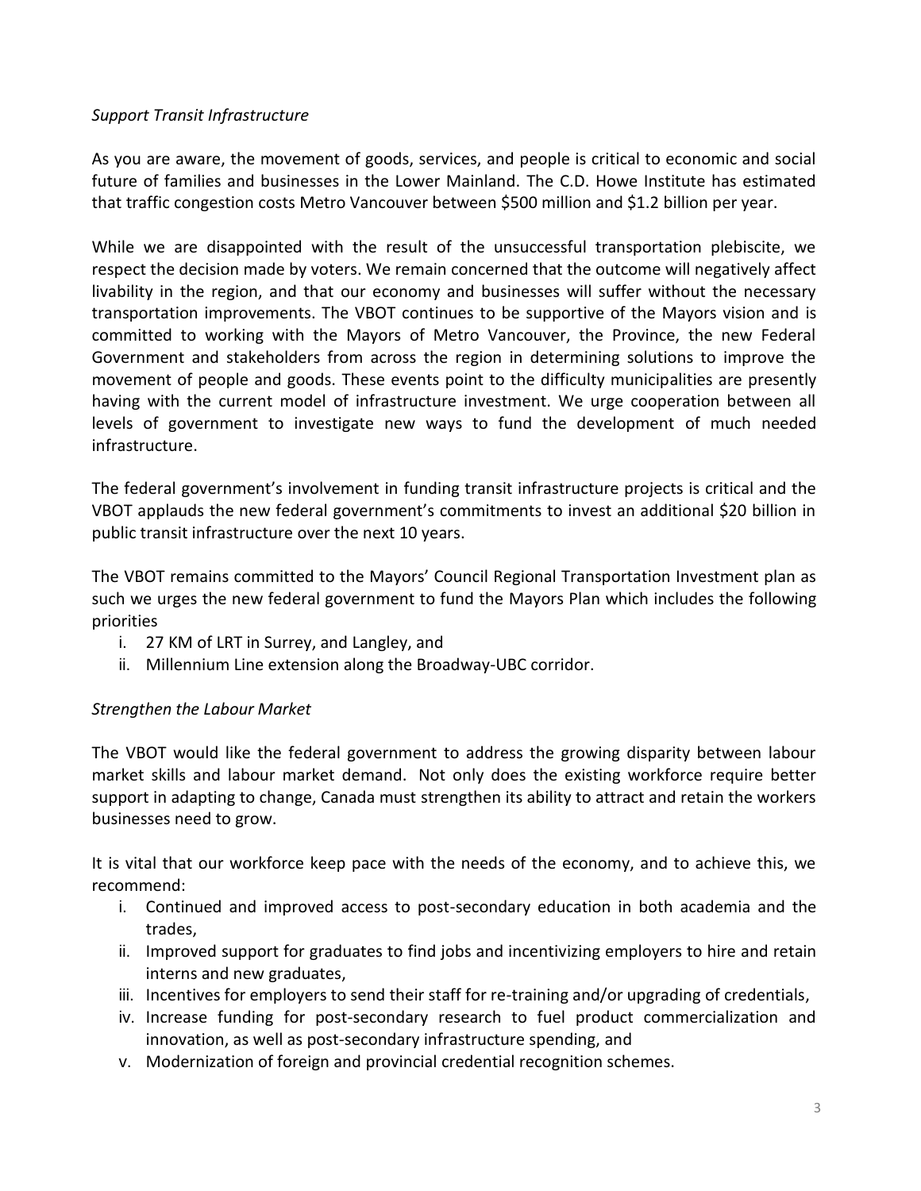*Support Transit Infrastructure*

As you are aware, the movement of goods, services, and people is critical to economic and social future of families and businesses in the Lower Mainland. The C.D. Howe Institute has estimated that traffic congestion costs Metro Vancouver between $500 million and $1.2 billion per year.

While we are disappointed with the result of the unsuccessful transportation plebiscite, we respect the decision made by voters. We remain concerned that the outcome will negatively affect livability in the region, and that our economy and businesses will suffer without the necessary transportation improvements. The VBOT continues to be supportive of the Mayors vision and is committed to working with the Mayors of Metro Vancouver, the Province, the new Federal Government and stakeholders from across the region in determining solutions to improve the movement of people and goods. These events point to the difficulty municipalities are presently having with the current model of infrastructure investment. We urge cooperation between all levels of government to investigate new ways to fund the development of much needed infrastructure.

The federal government's involvement in funding transit infrastructure projects is critical and the VBOT applauds the new federal government's commitments to invest an additional $20 billion in public transit infrastructure over the next 10 years.

The VBOT remains committed to the Mayors' Council Regional Transportation Investment plan as such we urges the new federal government to fund the Mayors Plan which includes the following priorities

i. 27 KM of LRT in Surrey, and Langley, and
ii. Millennium Line extension along the Broadway-UBC corridor.

*Strengthen the Labour Market*

The VBOT would like the federal government to address the growing disparity between labour market skills and labour market demand. Not only does the existing workforce require better support in adapting to change, Canada must strengthen its ability to attract and retain the workers businesses need to grow.

It is vital that our workforce keep pace with the needs of the economy, and to achieve this, we recommend:

i. Continued and improved access to post-secondary education in both academia and the trades,
ii. Improved support for graduates to find jobs and incentivizing employers to hire and retain interns and new graduates,
iii. Incentives for employers to send their staff for re-training and/or upgrading of credentials,
iv. Increase funding for post-secondary research to fuel product commercialization and innovation, as well as post-secondary infrastructure spending, and
v. Modernization of foreign and provincial credential recognition schemes.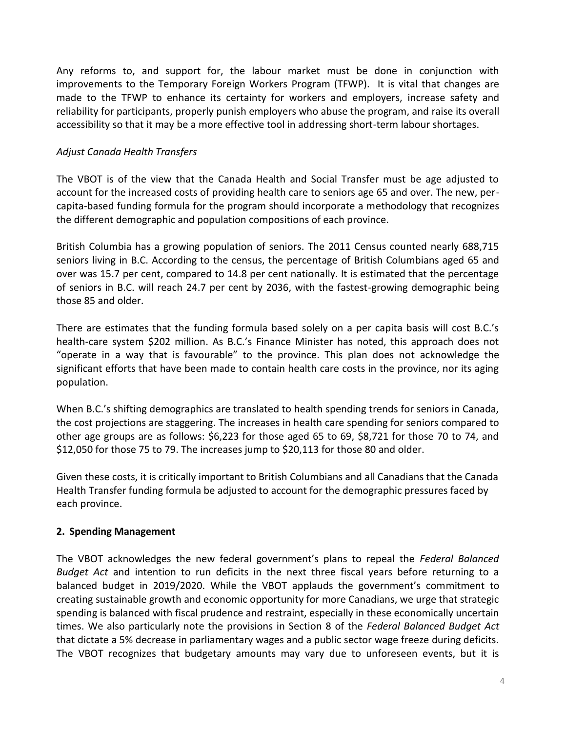Any reforms to, and support for, the labour market must be done in conjunction with improvements to the Temporary Foreign Workers Program (TFWP). It is vital that changes are made to the TFWP to enhance its certainty for workers and employers, increase safety and reliability for participants, properly punish employers who abuse the program, and raise its overall accessibility so that it may be a more effective tool in addressing short-term labour shortages.

### *Adjust Canada Health Transfers*

The VBOT is of the view that the Canada Health and Social Transfer must be age adjusted to account for the increased costs of providing health care to seniors age 65 and over. The new, per-capita-based funding formula for the program should incorporate a methodology that recognizes the different demographic and population compositions of each province.

British Columbia has a growing population of seniors. The 2011 Census counted nearly 688,715 seniors living in B.C. According to the census, the percentage of British Columbians aged 65 and over was 15.7 per cent, compared to 14.8 per cent nationally. It is estimated that the percentage of seniors in B.C. will reach 24.7 per cent by 2036, with the fastest-growing demographic being those 85 and older.

There are estimates that the funding formula based solely on a per capita basis will cost B.C.'s health-care system $202 million. As B.C.'s Finance Minister has noted, this approach does not "operate in a way that is favourable" to the province. This plan does not acknowledge the significant efforts that have been made to contain health care costs in the province, nor its aging population.

When B.C.'s shifting demographics are translated to health spending trends for seniors in Canada, the cost projections are staggering. The increases in health care spending for seniors compared to other age groups are as follows: $6,223 for those aged 65 to 69, $8,721 for those 70 to 74, and $12,050 for those 75 to 79. The increases jump to $20,113 for those 80 and older.

Given these costs, it is critically important to British Columbians and all Canadians that the Canada Health Transfer funding formula be adjusted to account for the demographic pressures faced by each province.

## **2. Spending Management**

The VBOT acknowledges the new federal government's plans to repeal the *Federal Balanced Budget Act* and intention to run deficits in the next three fiscal years before returning to a balanced budget in 2019/2020. While the VBOT applauds the government's commitment to creating sustainable growth and economic opportunity for more Canadians, we urge that strategic spending is balanced with fiscal prudence and restraint, especially in these economically uncertain times. We also particularly note the provisions in Section 8 of the *Federal Balanced Budget Act* that dictate a 5% decrease in parliamentary wages and a public sector wage freeze during deficits. The VBOT recognizes that budgetary amounts may vary due to unforeseen events, but it is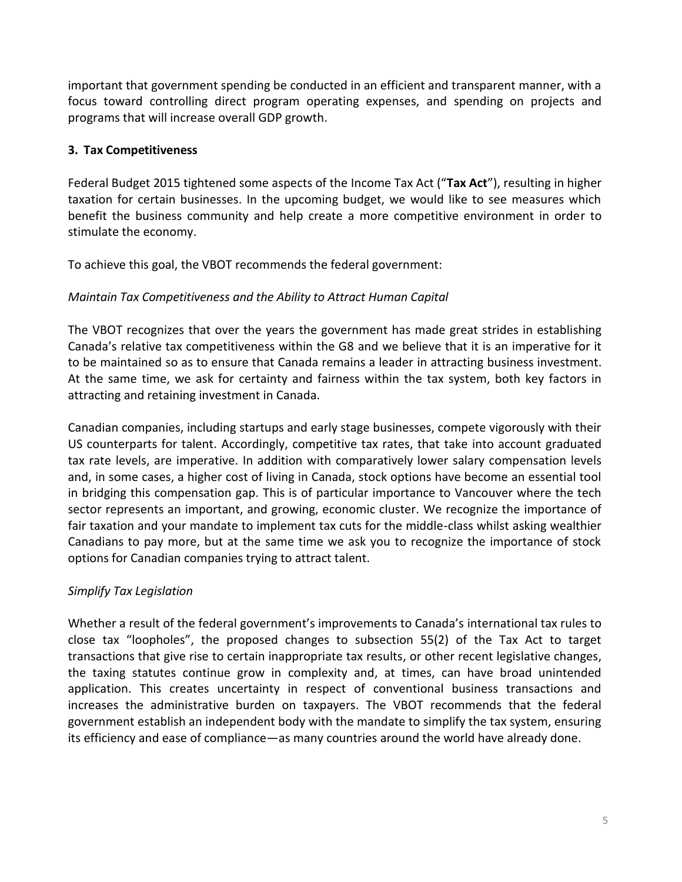important that government spending be conducted in an efficient and transparent manner, with a focus toward controlling direct program operating expenses, and spending on projects and programs that will increase overall GDP growth.

### 3. Tax Competitiveness

Federal Budget 2015 tightened some aspects of the Income Tax Act ("**Tax Act**"), resulting in higher taxation for certain businesses. In the upcoming budget, we would like to see measures which benefit the business community and help create a more competitive environment in order to stimulate the economy.

To achieve this goal, the VBOT recommends the federal government:

*Maintain Tax Competitiveness and the Ability to Attract Human Capital*

The VBOT recognizes that over the years the government has made great strides in establishing Canada's relative tax competitiveness within the G8 and we believe that it is an imperative for it to be maintained so as to ensure that Canada remains a leader in attracting business investment. At the same time, we ask for certainty and fairness within the tax system, both key factors in attracting and retaining investment in Canada.

Canadian companies, including startups and early stage businesses, compete vigorously with their US counterparts for talent. Accordingly, competitive tax rates, that take into account graduated tax rate levels, are imperative. In addition with comparatively lower salary compensation levels and, in some cases, a higher cost of living in Canada, stock options have become an essential tool in bridging this compensation gap. This is of particular importance to Vancouver where the tech sector represents an important, and growing, economic cluster. We recognize the importance of fair taxation and your mandate to implement tax cuts for the middle-class whilst asking wealthier Canadians to pay more, but at the same time we ask you to recognize the importance of stock options for Canadian companies trying to attract talent.

*Simplify Tax Legislation*

Whether a result of the federal government's improvements to Canada's international tax rules to close tax "loopholes", the proposed changes to subsection 55(2) of the Tax Act to target transactions that give rise to certain inappropriate tax results, or other recent legislative changes, the taxing statutes continue grow in complexity and, at times, can have broad unintended application. This creates uncertainty in respect of conventional business transactions and increases the administrative burden on taxpayers. The VBOT recommends that the federal government establish an independent body with the mandate to simplify the tax system, ensuring its efficiency and ease of compliance—as many countries around the world have already done.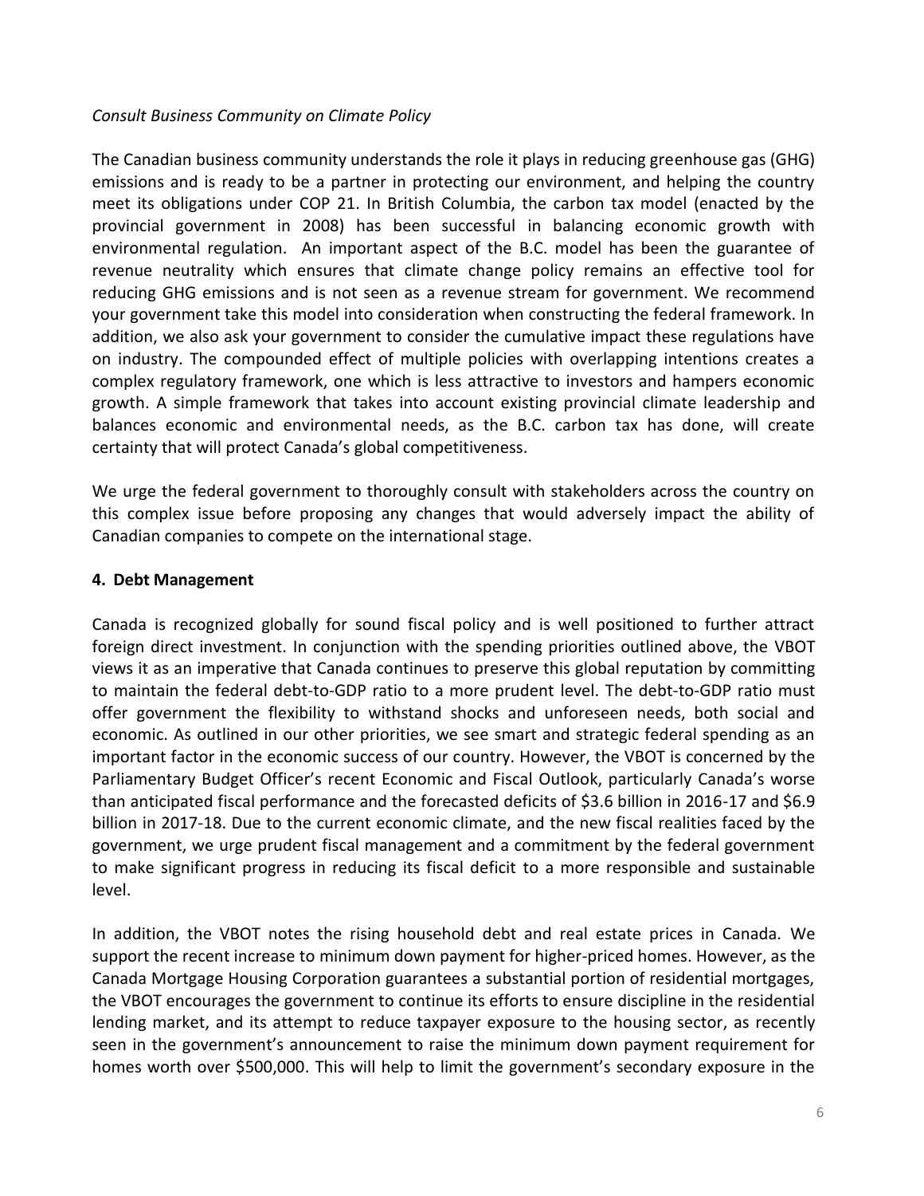*Consult Business Community on Climate Policy*

The Canadian business community understands the role it plays in reducing greenhouse gas (GHG) emissions and is ready to be a partner in protecting our environment, and helping the country meet its obligations under COP 21. In British Columbia, the carbon tax model (enacted by the provincial government in 2008) has been successful in balancing economic growth with environmental regulation. An important aspect of the B.C. model has been the guarantee of revenue neutrality which ensures that climate change policy remains an effective tool for reducing GHG emissions and is not seen as a revenue stream for government. We recommend your government take this model into consideration when constructing the federal framework. In addition, we also ask your government to consider the cumulative impact these regulations have on industry. The compounded effect of multiple policies with overlapping intentions creates a complex regulatory framework, one which is less attractive to investors and hampers economic growth. A simple framework that takes into account existing provincial climate leadership and balances economic and environmental needs, as the B.C. carbon tax has done, will create certainty that will protect Canada's global competitiveness.

We urge the federal government to thoroughly consult with stakeholders across the country on this complex issue before proposing any changes that would adversely impact the ability of Canadian companies to compete on the international stage.

## 4. Debt Management

Canada is recognized globally for sound fiscal policy and is well positioned to further attract foreign direct investment. In conjunction with the spending priorities outlined above, the VBOT views it as an imperative that Canada continues to preserve this global reputation by committing to maintain the federal debt-to-GDP ratio to a more prudent level. The debt-to-GDP ratio must offer government the flexibility to withstand shocks and unforeseen needs, both social and economic. As outlined in our other priorities, we see smart and strategic federal spending as an important factor in the economic success of our country. However, the VBOT is concerned by the Parliamentary Budget Officer's recent Economic and Fiscal Outlook, particularly Canada's worse than anticipated fiscal performance and the forecasted deficits of $3.6 billion in 2016-17 and $6.9 billion in 2017-18. Due to the current economic climate, and the new fiscal realities faced by the government, we urge prudent fiscal management and a commitment by the federal government to make significant progress in reducing its fiscal deficit to a more responsible and sustainable level.

In addition, the VBOT notes the rising household debt and real estate prices in Canada. We support the recent increase to minimum down payment for higher-priced homes. However, as the Canada Mortgage Housing Corporation guarantees a substantial portion of residential mortgages, the VBOT encourages the government to continue its efforts to ensure discipline in the residential lending market, and its attempt to reduce taxpayer exposure to the housing sector, as recently seen in the government's announcement to raise the minimum down payment requirement for homes worth over $500,000. This will help to limit the government's secondary exposure in the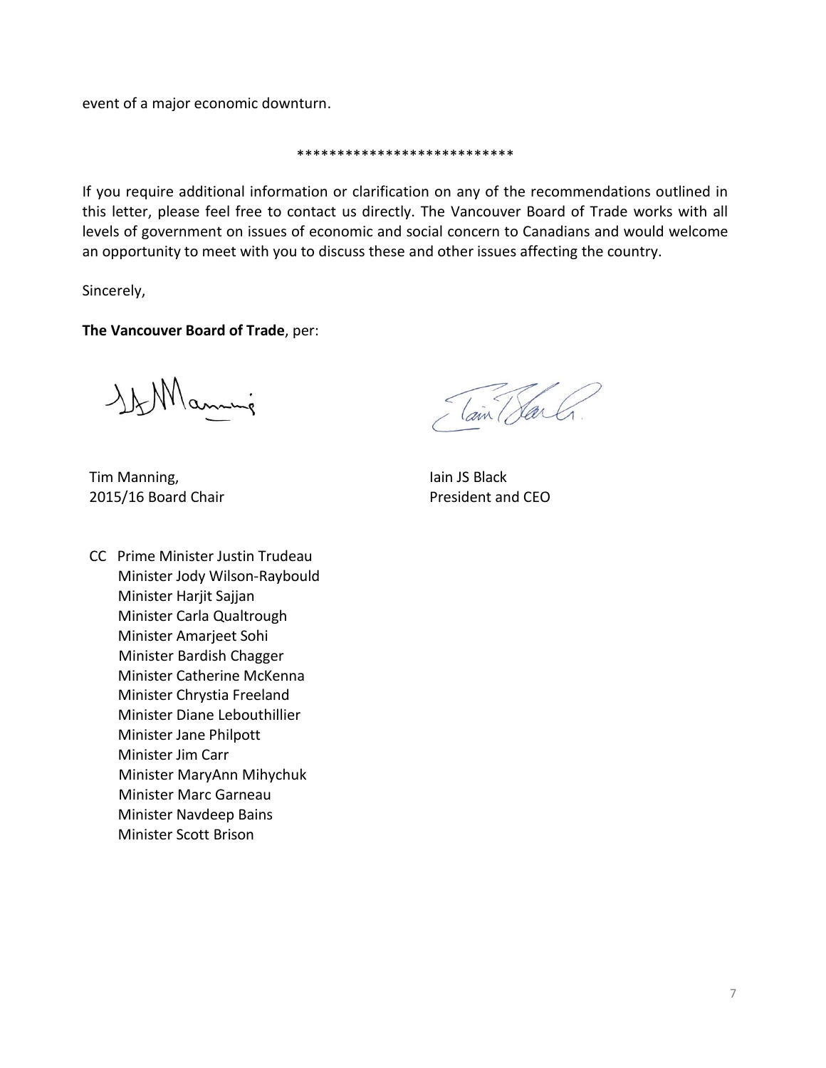event of a major economic downturn.

***************************

If you require additional information or clarification on any of the recommendations outlined in this letter, please feel free to contact us directly. The Vancouver Board of Trade works with all levels of government on issues of economic and social concern to Canadians and would welcome an opportunity to meet with you to discuss these and other issues affecting the country.

Sincerely,

**The Vancouver Board of Trade**, per:

Tim Manning,
2015/16 Board Chair

Iain JS Black
President and CEO

CC Prime Minister Justin Trudeau
Minister Jody Wilson-Raybould
Minister Harjit Sajjan
Minister Carla Qualtrough
Minister Amarjeet Sohi
Minister Bardish Chagger
Minister Catherine McKenna
Minister Chrystia Freeland
Minister Diane Lebouthillier
Minister Jane Philpott
Minister Jim Carr
Minister MaryAnn Mihychuk
Minister Marc Garneau
Minister Navdeep Bains
Minister Scott Brison